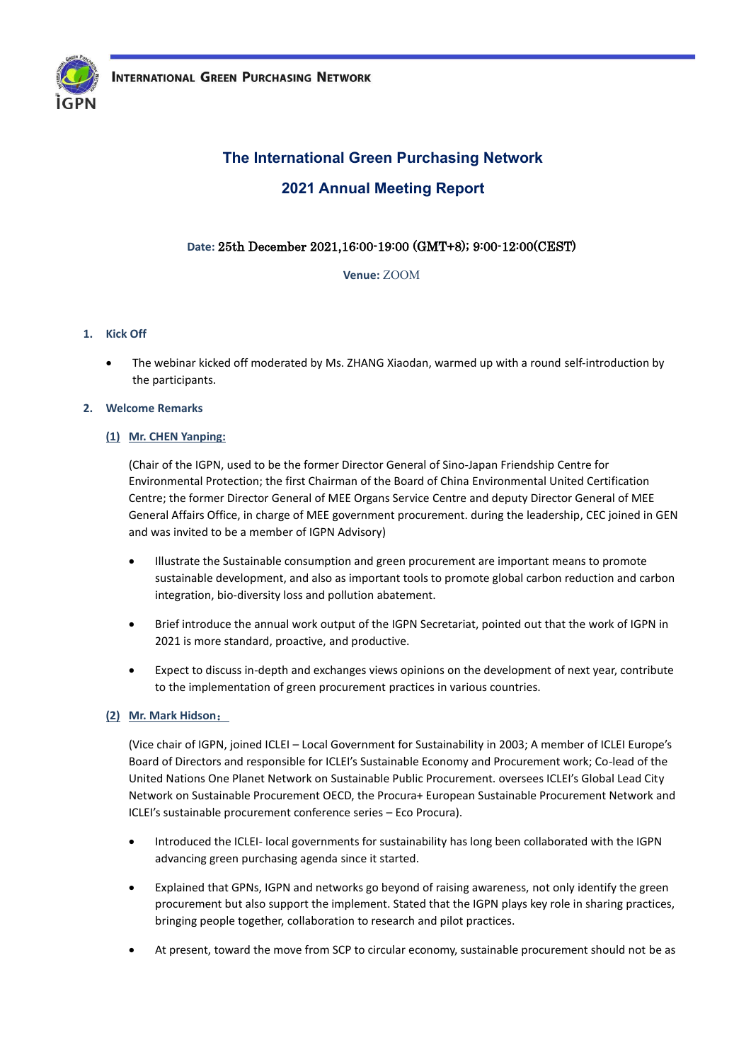INTERNATIONAL GREEN PURCHASING NETWORK

# The International Green Purchasing Network

# 2021 Annual Meeting Report

**Date:** 25th December 2021,16:00-19:00 (GMT+8); 9:00-12:00(CEST)

**Venue:** ZOOM

## 1. Kick Off

- The webinar kicked off moderated by Ms. ZHANG Xiaodan, warmed up with a round self-introduction by the participants.

## 2. Welcome Remarks

### (1) Mr. CHEN Yanping:

(Chair of the IGPN, used to be the former Director General of Sino-Japan Friendship Centre for Environmental Protection; the first Chairman of the Board of China Environmental United Certification Centre; the former Director General of MEE Organs Service Centre and deputy Director General of MEE General Affairs Office, in charge of MEE government procurement. during the leadership, CEC joined in GEN and was invited to be a member of IGPN Advisory)

- Illustrate the Sustainable consumption and green procurement are important means to promote sustainable development, and also as important tools to promote global carbon reduction and carbon integration, bio-diversity loss and pollution abatement.
- Brief introduce the annual work output of the IGPN Secretariat, pointed out that the work of IGPN in 2021 is more standard, proactive, and productive.
- Expect to discuss in-depth and exchanges views opinions on the development of next year, contribute to the implementation of green procurement practices in various countries.

### (2) Mr. Mark Hidson：

(Vice chair of IGPN, joined ICLEI – Local Government for Sustainability in 2003; A member of ICLEI Europe's Board of Directors and responsible for ICLEI's Sustainable Economy and Procurement work; Co-lead of the United Nations One Planet Network on Sustainable Public Procurement. oversees ICLEI's Global Lead City Network on Sustainable Procurement OECD, the Procura+ European Sustainable Procurement Network and ICLEI's sustainable procurement conference series – Eco Procura).

- Introduced the ICLEI- local governments for sustainability has long been collaborated with the IGPN advancing green purchasing agenda since it started.
- Explained that GPNs, IGPN and networks go beyond of raising awareness, not only identify the green procurement but also support the implement. Stated that the IGPN plays key role in sharing practices, bringing people together, collaboration to research and pilot practices.
- At present, toward the move from SCP to circular economy, sustainable procurement should not be as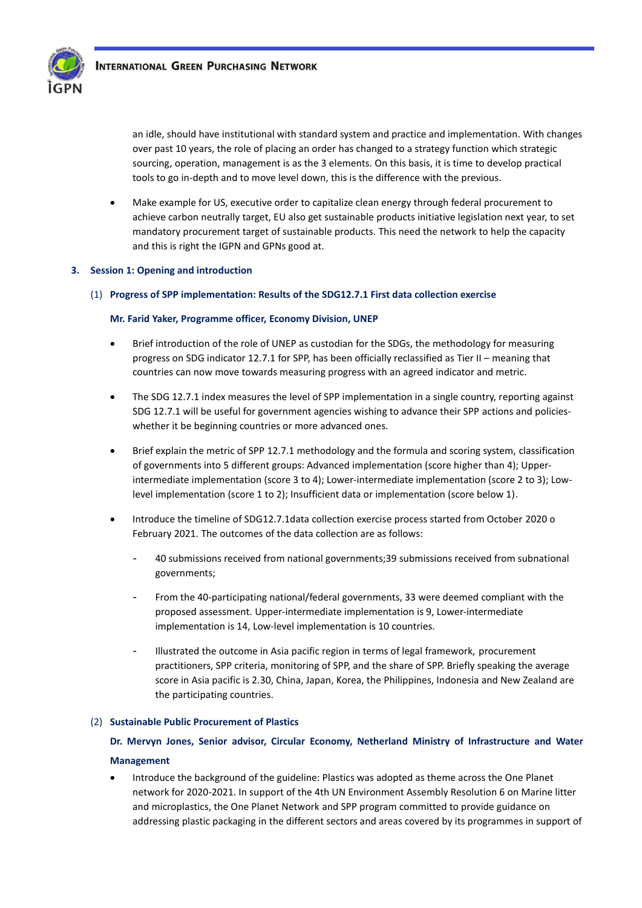an idle, should have institutional with standard system and practice and implementation. With changes over past 10 years, the role of placing an order has changed to a strategy function which strategic sourcing, operation, management is as the 3 elements. On this basis, it is time to develop practical tools to go in-depth and to move level down, this is the difference with the previous.

- Make example for US, executive order to capitalize clean energy through federal procurement to achieve carbon neutrally target, EU also get sustainable products initiative legislation next year, to set mandatory procurement target of sustainable products. This need the network to help the capacity and this is right the IGPN and GPNs good at.

## 3. Session 1: Opening and introduction

### (1) Progress of SPP implementation: Results of the SDG12.7.1 First data collection exercise

**Mr. Farid Yaker, Programme officer, Economy Division, UNEP**

- Brief introduction of the role of UNEP as custodian for the SDGs, the methodology for measuring progress on SDG indicator 12.7.1 for SPP, has been officially reclassified as Tier II – meaning that countries can now move towards measuring progress with an agreed indicator and metric.
- The SDG 12.7.1 index measures the level of SPP implementation in a single country, reporting against SDG 12.7.1 will be useful for government agencies wishing to advance their SPP actions and policies- whether it be beginning countries or more advanced ones.
- Brief explain the metric of SPP 12.7.1 methodology and the formula and scoring system, classification of governments into 5 different groups: Advanced implementation (score higher than 4); Upper-intermediate implementation (score 3 to 4); Lower-intermediate implementation (score 2 to 3); Low-level implementation (score 1 to 2); Insufficient data or implementation (score below 1).
- Introduce the timeline of SDG12.7.1data collection exercise process started from October 2020 o February 2021. The outcomes of the data collection are as follows:
  - 40 submissions received from national governments;39 submissions received from subnational governments;
  - From the 40-participating national/federal governments, 33 were deemed compliant with the proposed assessment. Upper-intermediate implementation is 9, Lower-intermediate implementation is 14, Low-level implementation is 10 countries.
  - Illustrated the outcome in Asia pacific region in terms of legal framework, procurement practitioners, SPP criteria, monitoring of SPP, and the share of SPP. Briefly speaking the average score in Asia pacific is 2.30, China, Japan, Korea, the Philippines, Indonesia and New Zealand are the participating countries.

### (2) Sustainable Public Procurement of Plastics

**Dr. Mervyn Jones, Senior advisor, Circular Economy, Netherland Ministry of Infrastructure and Water Management**

- Introduce the background of the guideline: Plastics was adopted as theme across the One Planet network for 2020-2021. In support of the 4th UN Environment Assembly Resolution 6 on Marine litter and microplastics, the One Planet Network and SPP program committed to provide guidance on addressing plastic packaging in the different sectors and areas covered by its programmes in support of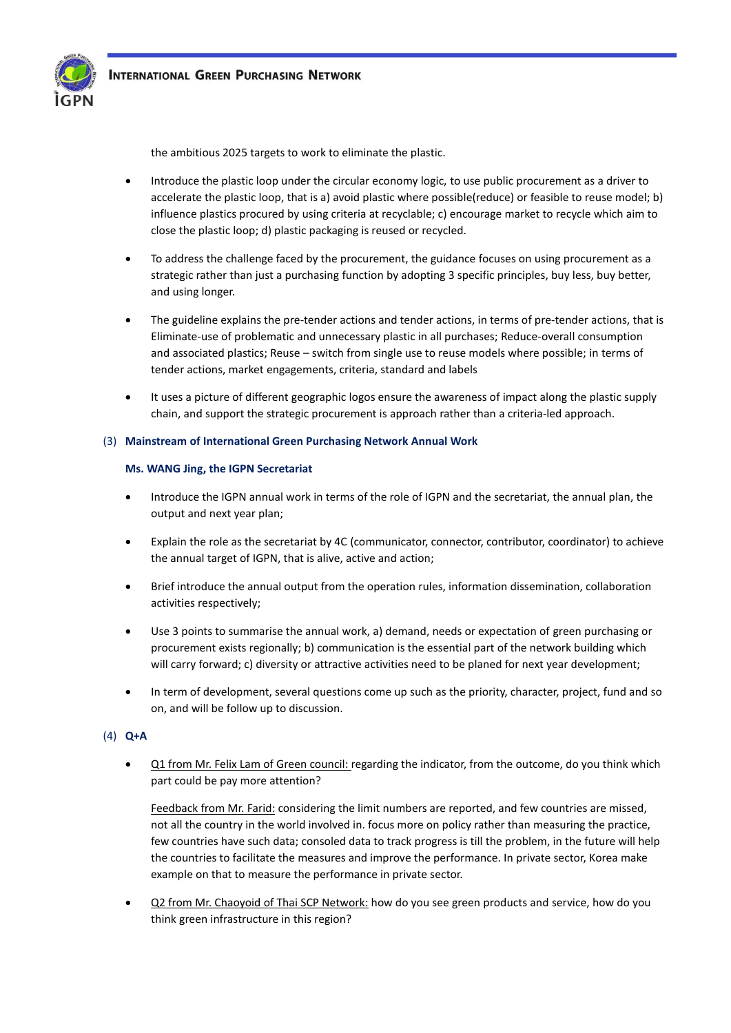the ambitious 2025 targets to work to eliminate the plastic.

- Introduce the plastic loop under the circular economy logic, to use public procurement as a driver to accelerate the plastic loop, that is a) avoid plastic where possible(reduce) or feasible to reuse model; b) influence plastics procured by using criteria at recyclable; c) encourage market to recycle which aim to close the plastic loop; d) plastic packaging is reused or recycled.

- To address the challenge faced by the procurement, the guidance focuses on using procurement as a strategic rather than just a purchasing function by adopting 3 specific principles, buy less, buy better, and using longer.

- The guideline explains the pre-tender actions and tender actions, in terms of pre-tender actions, that is Eliminate-use of problematic and unnecessary plastic in all purchases; Reduce-overall consumption and associated plastics; Reuse – switch from single use to reuse models where possible; in terms of tender actions, market engagements, criteria, standard and labels

- It uses a picture of different geographic logos ensure the awareness of impact along the plastic supply chain, and support the strategic procurement is approach rather than a criteria-led approach.

### (3) Mainstream of International Green Purchasing Network Annual Work

**Ms. WANG Jing, the IGPN Secretariat**

- Introduce the IGPN annual work in terms of the role of IGPN and the secretariat, the annual plan, the output and next year plan;

- Explain the role as the secretariat by 4C (communicator, connector, contributor, coordinator) to achieve the annual target of IGPN, that is alive, active and action;

- Brief introduce the annual output from the operation rules, information dissemination, collaboration activities respectively;

- Use 3 points to summarise the annual work, a) demand, needs or expectation of green purchasing or procurement exists regionally; b) communication is the essential part of the network building which will carry forward; c) diversity or attractive activities need to be planed for next year development;

- In term of development, several questions come up such as the priority, character, project, fund and so on, and will be follow up to discussion.

### (4) Q+A

- Q1 from Mr. Felix Lam of Green council: regarding the indicator, from the outcome, do you think which part could be pay more attention?

  Feedback from Mr. Farid: considering the limit numbers are reported, and few countries are missed, not all the country in the world involved in. focus more on policy rather than measuring the practice, few countries have such data; consoled data to track progress is till the problem, in the future will help the countries to facilitate the measures and improve the performance. In private sector, Korea make example on that to measure the performance in private sector.

- Q2 from Mr. Chaoyoid of Thai SCP Network: how do you see green products and service, how do you think green infrastructure in this region?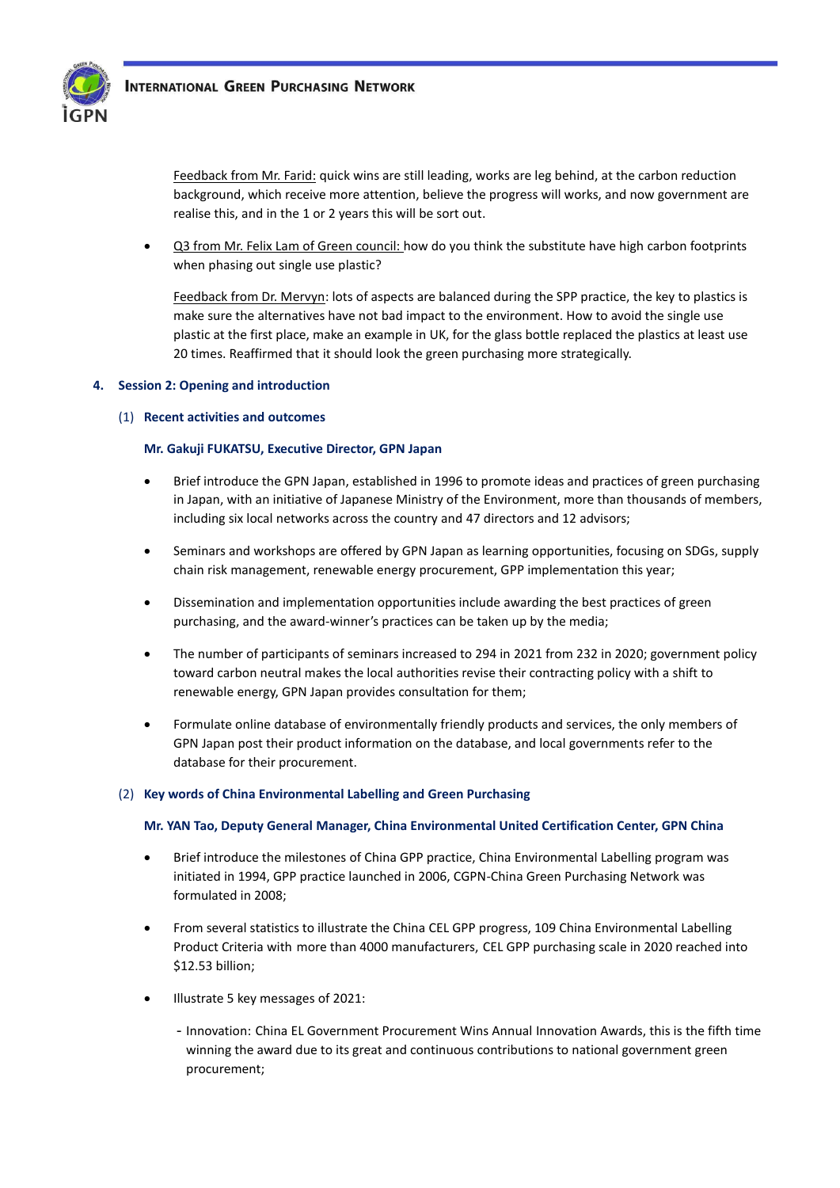Feedback from Mr. Farid: quick wins are still leading, works are leg behind, at the carbon reduction background, which receive more attention, believe the progress will works, and now government are realise this, and in the 1 or 2 years this will be sort out.

- Q3 from Mr. Felix Lam of Green council: how do you think the substitute have high carbon footprints when phasing out single use plastic?

  Feedback from Dr. Mervyn: lots of aspects are balanced during the SPP practice, the key to plastics is make sure the alternatives have not bad impact to the environment. How to avoid the single use plastic at the first place, make an example in UK, for the glass bottle replaced the plastics at least use 20 times. Reaffirmed that it should look the green purchasing more strategically.

## 4. Session 2: Opening and introduction

### (1) Recent activities and outcomes

**Mr. Gakuji FUKATSU, Executive Director, GPN Japan**

- Brief introduce the GPN Japan, established in 1996 to promote ideas and practices of green purchasing in Japan, with an initiative of Japanese Ministry of the Environment, more than thousands of members, including six local networks across the country and 47 directors and 12 advisors;
- Seminars and workshops are offered by GPN Japan as learning opportunities, focusing on SDGs, supply chain risk management, renewable energy procurement, GPP implementation this year;
- Dissemination and implementation opportunities include awarding the best practices of green purchasing, and the award-winner's practices can be taken up by the media;
- The number of participants of seminars increased to 294 in 2021 from 232 in 2020; government policy toward carbon neutral makes the local authorities revise their contracting policy with a shift to renewable energy, GPN Japan provides consultation for them;
- Formulate online database of environmentally friendly products and services, the only members of GPN Japan post their product information on the database, and local governments refer to the database for their procurement.

### (2) Key words of China Environmental Labelling and Green Purchasing

**Mr. YAN Tao, Deputy General Manager, China Environmental United Certification Center, GPN China**

- Brief introduce the milestones of China GPP practice, China Environmental Labelling program was initiated in 1994, GPP practice launched in 2006, CGPN-China Green Purchasing Network was formulated in 2008;
- From several statistics to illustrate the China CEL GPP progress, 109 China Environmental Labelling Product Criteria with more than 4000 manufacturers, CEL GPP purchasing scale in 2020 reached into $12.53 billion;
- Illustrate 5 key messages of 2021:
  - Innovation: China EL Government Procurement Wins Annual Innovation Awards, this is the fifth time winning the award due to its great and continuous contributions to national government green procurement;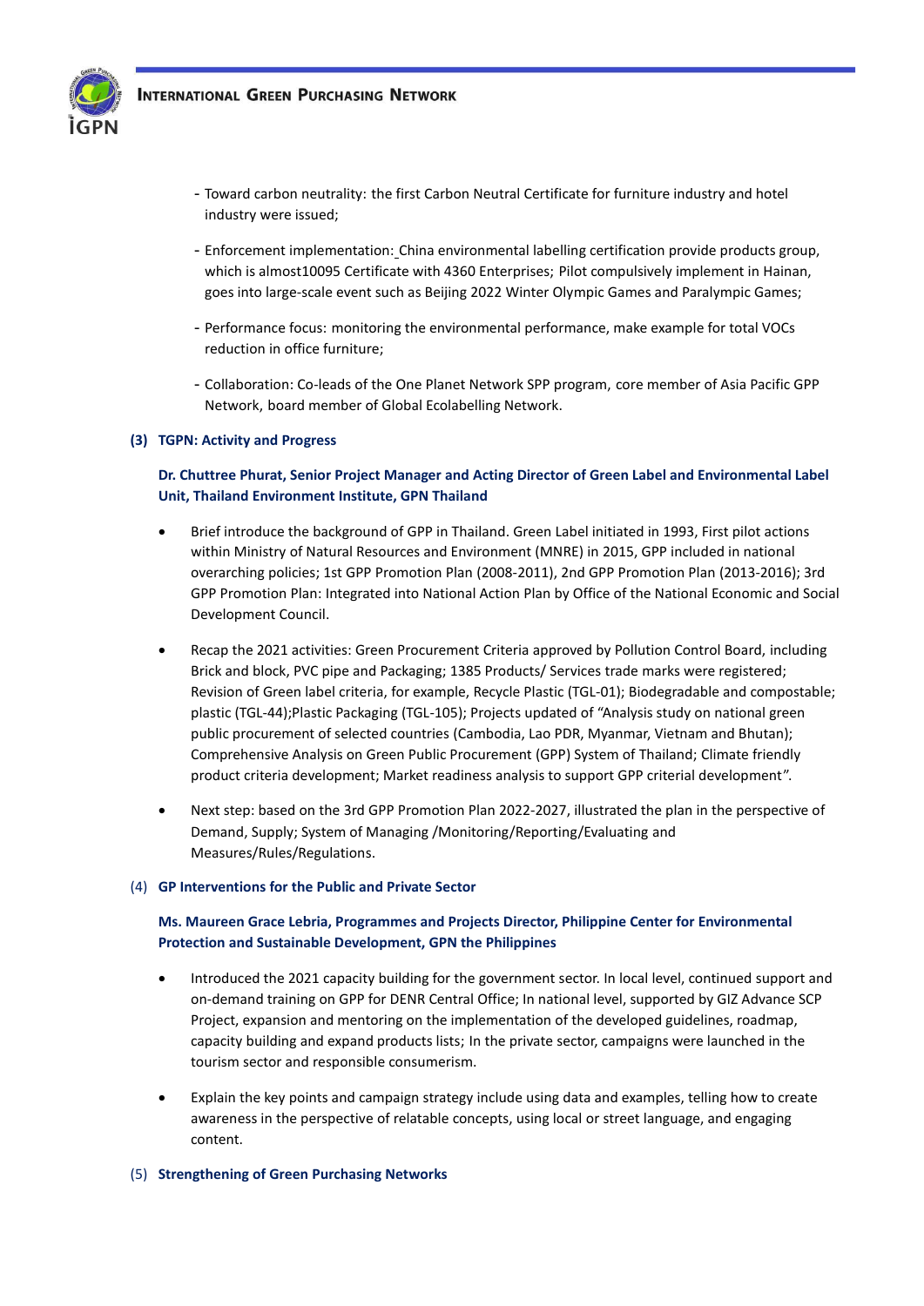- Toward carbon neutrality: the first Carbon Neutral Certificate for furniture industry and hotel industry were issued;
- Enforcement implementation: China environmental labelling certification provide products group, which is almost10095 Certificate with 4360 Enterprises; Pilot compulsively implement in Hainan, goes into large-scale event such as Beijing 2022 Winter Olympic Games and Paralympic Games;
- Performance focus: monitoring the environmental performance, make example for total VOCs reduction in office furniture;
- Collaboration: Co-leads of the One Planet Network SPP program, core member of Asia Pacific GPP Network, board member of Global Ecolabelling Network.

**(3) TGPN: Activity and Progress**

**Dr. Chuttree Phurat, Senior Project Manager and Acting Director of Green Label and Environmental Label Unit, Thailand Environment Institute, GPN Thailand**

- Brief introduce the background of GPP in Thailand. Green Label initiated in 1993, First pilot actions within Ministry of Natural Resources and Environment (MNRE) in 2015, GPP included in national overarching policies; 1st GPP Promotion Plan (2008-2011), 2nd GPP Promotion Plan (2013-2016); 3rd GPP Promotion Plan: Integrated into National Action Plan by Office of the National Economic and Social Development Council.
- Recap the 2021 activities: Green Procurement Criteria approved by Pollution Control Board, including Brick and block, PVC pipe and Packaging; 1385 Products/ Services trade marks were registered; Revision of Green label criteria, for example, Recycle Plastic (TGL-01); Biodegradable and compostable; plastic (TGL-44);Plastic Packaging (TGL-105); Projects updated of "Analysis study on national green public procurement of selected countries (Cambodia, Lao PDR, Myanmar, Vietnam and Bhutan); Comprehensive Analysis on Green Public Procurement (GPP) System of Thailand; Climate friendly product criteria development; Market readiness analysis to support GPP criterial development".
- Next step: based on the 3rd GPP Promotion Plan 2022-2027, illustrated the plan in the perspective of Demand, Supply; System of Managing /Monitoring/Reporting/Evaluating and Measures/Rules/Regulations.

(4) **GP Interventions for the Public and Private Sector**

**Ms. Maureen Grace Lebria, Programmes and Projects Director, Philippine Center for Environmental Protection and Sustainable Development, GPN the Philippines**

- Introduced the 2021 capacity building for the government sector. In local level, continued support and on-demand training on GPP for DENR Central Office; In national level, supported by GIZ Advance SCP Project, expansion and mentoring on the implementation of the developed guidelines, roadmap, capacity building and expand products lists; In the private sector, campaigns were launched in the tourism sector and responsible consumerism.
- Explain the key points and campaign strategy include using data and examples, telling how to create awareness in the perspective of relatable concepts, using local or street language, and engaging content.

(5) **Strengthening of Green Purchasing Networks**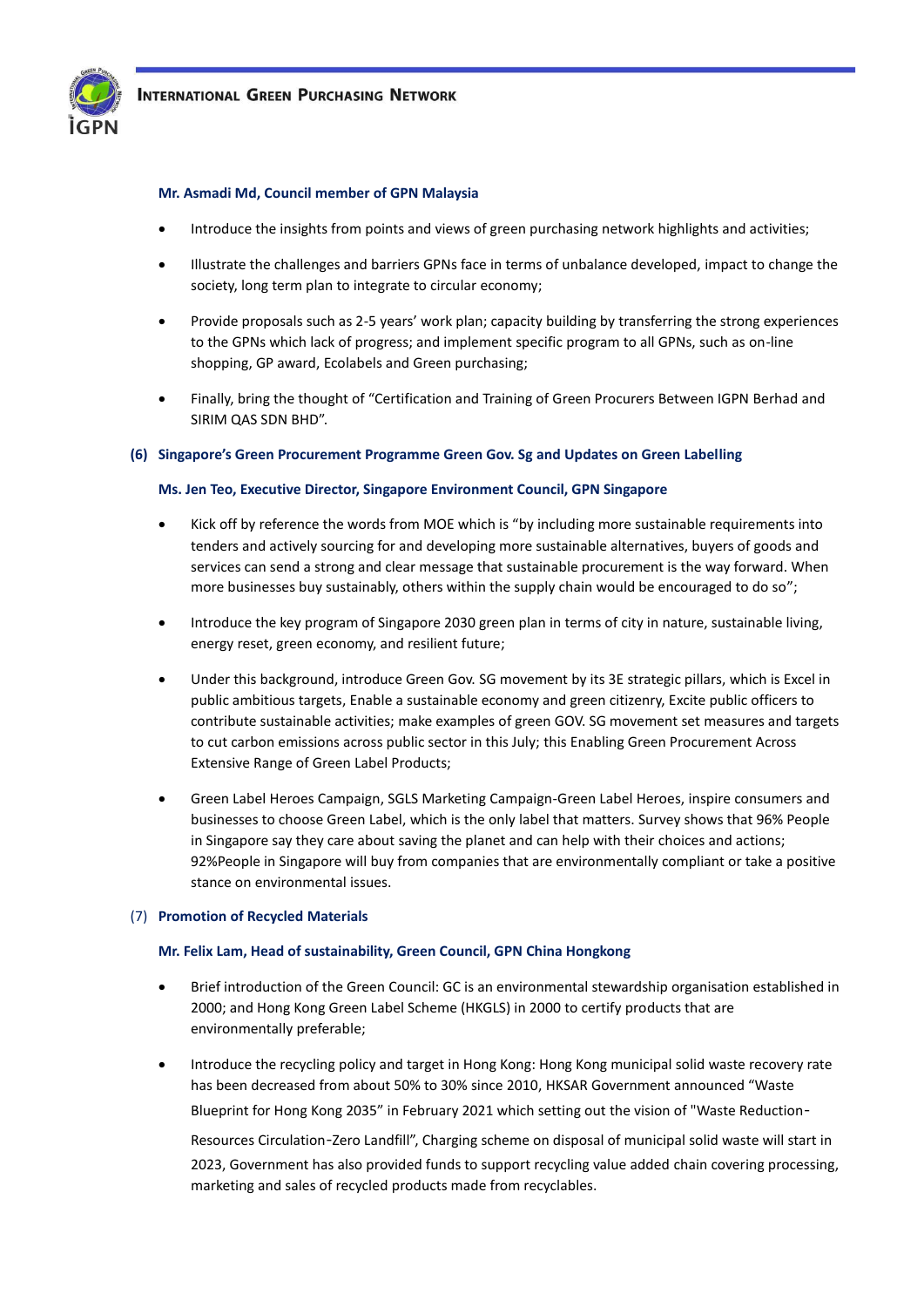**Mr. Asmadi Md, Council member of GPN Malaysia**

- Introduce the insights from points and views of green purchasing network highlights and activities;
- Illustrate the challenges and barriers GPNs face in terms of unbalance developed, impact to change the society, long term plan to integrate to circular economy;
- Provide proposals such as 2-5 years' work plan; capacity building by transferring the strong experiences to the GPNs which lack of progress; and implement specific program to all GPNs, such as on-line shopping, GP award, Ecolabels and Green purchasing;
- Finally, bring the thought of "Certification and Training of Green Procurers Between IGPN Berhad and SIRIM QAS SDN BHD".

**(6) Singapore's Green Procurement Programme Green Gov. Sg and Updates on Green Labelling**

**Ms. Jen Teo, Executive Director, Singapore Environment Council, GPN Singapore**

- Kick off by reference the words from MOE which is "by including more sustainable requirements into tenders and actively sourcing for and developing more sustainable alternatives, buyers of goods and services can send a strong and clear message that sustainable procurement is the way forward. When more businesses buy sustainably, others within the supply chain would be encouraged to do so";
- Introduce the key program of Singapore 2030 green plan in terms of city in nature, sustainable living, energy reset, green economy, and resilient future;
- Under this background, introduce Green Gov. SG movement by its 3E strategic pillars, which is Excel in public ambitious targets, Enable a sustainable economy and green citizenry, Excite public officers to contribute sustainable activities; make examples of green GOV. SG movement set measures and targets to cut carbon emissions across public sector in this July; this Enabling Green Procurement Across Extensive Range of Green Label Products;
- Green Label Heroes Campaign, SGLS Marketing Campaign-Green Label Heroes, inspire consumers and businesses to choose Green Label, which is the only label that matters. Survey shows that 96% People in Singapore say they care about saving the planet and can help with their choices and actions; 92%People in Singapore will buy from companies that are environmentally compliant or take a positive stance on environmental issues.

(7) **Promotion of Recycled Materials**

**Mr. Felix Lam, Head of sustainability, Green Council, GPN China Hongkong**

- Brief introduction of the Green Council: GC is an environmental stewardship organisation established in 2000; and Hong Kong Green Label Scheme (HKGLS) in 2000 to certify products that are environmentally preferable;
- Introduce the recycling policy and target in Hong Kong: Hong Kong municipal solid waste recovery rate has been decreased from about 50% to 30% since 2010, HKSAR Government announced "Waste Blueprint for Hong Kong 2035" in February 2021 which setting out the vision of "Waste Reduction-Resources Circulation-Zero Landfill", Charging scheme on disposal of municipal solid waste will start in 2023, Government has also provided funds to support recycling value added chain covering processing, marketing and sales of recycled products made from recyclables.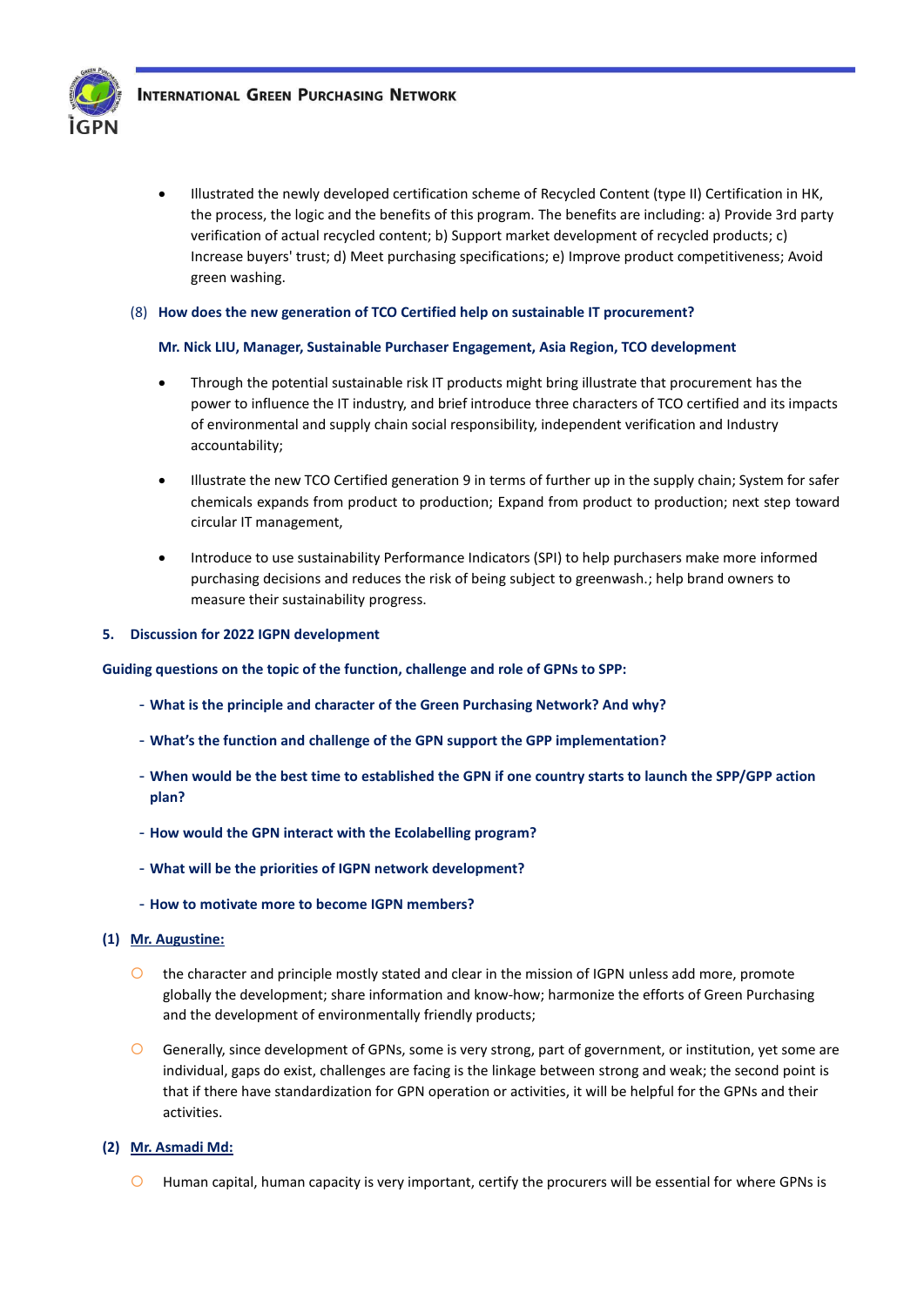- Illustrated the newly developed certification scheme of Recycled Content (type II) Certification in HK, the process, the logic and the benefits of this program. The benefits are including: a) Provide 3rd party verification of actual recycled content; b) Support market development of recycled products; c) Increase buyers' trust; d) Meet purchasing specifications; e) Improve product competitiveness; Avoid green washing.

(8) **How does the new generation of TCO Certified help on sustainable IT procurement?**

**Mr. Nick LIU, Manager, Sustainable Purchaser Engagement, Asia Region, TCO development**

- Through the potential sustainable risk IT products might bring illustrate that procurement has the power to influence the IT industry, and brief introduce three characters of TCO certified and its impacts of environmental and supply chain social responsibility, independent verification and Industry accountability;
- Illustrate the new TCO Certified generation 9 in terms of further up in the supply chain; System for safer chemicals expands from product to production; Expand from product to production; next step toward circular IT management,
- Introduce to use sustainability Performance Indicators (SPI) to help purchasers make more informed purchasing decisions and reduces the risk of being subject to greenwash.; help brand owners to measure their sustainability progress.

## 5. Discussion for 2022 IGPN development

**Guiding questions on the topic of the function, challenge and role of GPNs to SPP:**

- **What is the principle and character of the Green Purchasing Network? And why?**
- **What's the function and challenge of the GPN support the GPP implementation?**
- **When would be the best time to established the GPN if one country starts to launch the SPP/GPP action plan?**
- **How would the GPN interact with the Ecolabelling program?**
- **What will be the priorities of IGPN network development?**
- **How to motivate more to become IGPN members?**

**(1) Mr. Augustine:**

- the character and principle mostly stated and clear in the mission of IGPN unless add more, promote globally the development; share information and know-how; harmonize the efforts of Green Purchasing and the development of environmentally friendly products;
- Generally, since development of GPNs, some is very strong, part of government, or institution, yet some are individual, gaps do exist, challenges are facing is the linkage between strong and weak; the second point is that if there have standardization for GPN operation or activities, it will be helpful for the GPNs and their activities.

**(2) Mr. Asmadi Md:**

- Human capital, human capacity is very important, certify the procurers will be essential for where GPNs is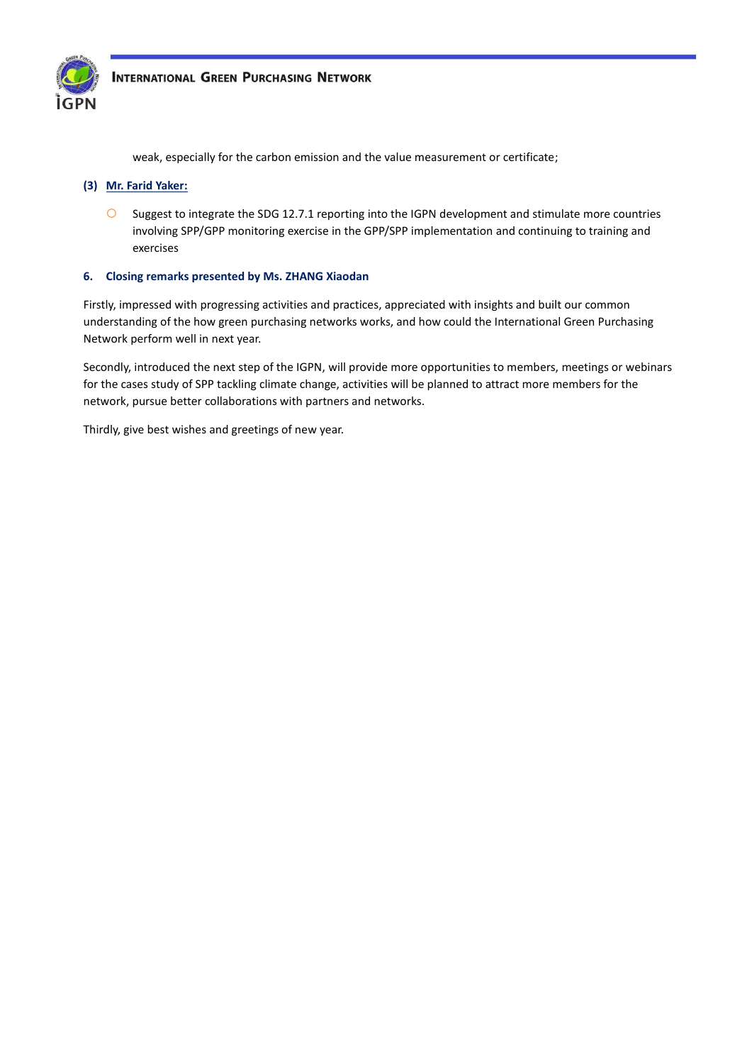weak, especially for the carbon emission and the value measurement or certificate;

**(3) Mr. Farid Yaker:**

- Suggest to integrate the SDG 12.7.1 reporting into the IGPN development and stimulate more countries involving SPP/GPP monitoring exercise in the GPP/SPP implementation and continuing to training and exercises

### 6. Closing remarks presented by Ms. ZHANG Xiaodan

Firstly, impressed with progressing activities and practices, appreciated with insights and built our common understanding of the how green purchasing networks works, and how could the International Green Purchasing Network perform well in next year.

Secondly, introduced the next step of the IGPN, will provide more opportunities to members, meetings or webinars for the cases study of SPP tackling climate change, activities will be planned to attract more members for the network, pursue better collaborations with partners and networks.

Thirdly, give best wishes and greetings of new year.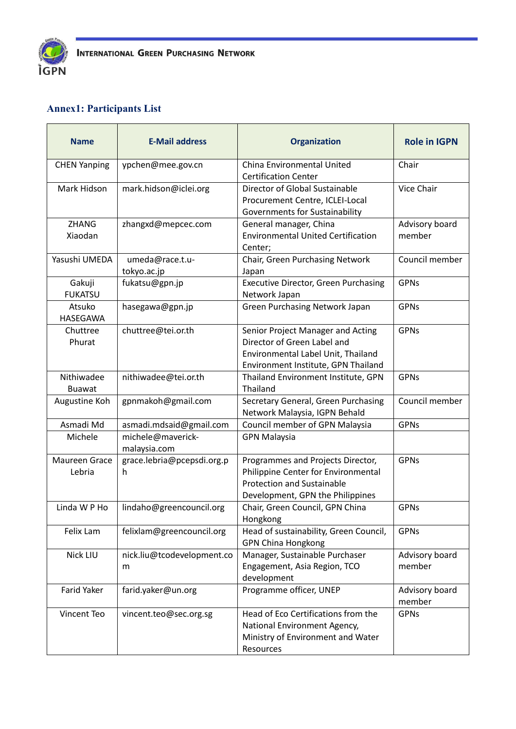## Annex1: Participants List

| Name | E-Mail address | Organization | Role in IGPN |
|---|---|---|---|
| CHEN Yanping | ypchen@mee.gov.cn | China Environmental United Certification Center | Chair |
| Mark Hidson | mark.hidson@iclei.org | Director of Global Sustainable Procurement Centre, ICLEI-Local Governments for Sustainability | Vice Chair |
| ZHANG Xiaodan | zhangxd@mepcec.com | General manager, China Environmental United Certification Center; | Advisory board member |
| Yasushi UMEDA | umeda@race.t.u-tokyo.ac.jp | Chair, Green Purchasing Network Japan | Council member |
| Gakuji FUKATSU | fukatsu@gpn.jp | Executive Director, Green Purchasing Network Japan | GPNs |
| Atsuko HASEGAWA | hasegawa@gpn.jp | Green Purchasing Network Japan | GPNs |
| Chuttree Phurat | chuttree@tei.or.th | Senior Project Manager and Acting Director of Green Label and Environmental Label Unit, Thailand Environment Institute, GPN Thailand | GPNs |
| Nithiwadee Buawat | nithiwadee@tei.or.th | Thailand Environment Institute, GPN Thailand | GPNs |
| Augustine Koh | gpnmakoh@gmail.com | Secretary General, Green Purchasing Network Malaysia, IGPN Behald | Council member |
| Asmadi Md | asmadi.mdsaid@gmail.com | Council member of GPN Malaysia | GPNs |
| Michele | michele@maverick-malaysia.com | GPN Malaysia | |
| Maureen Grace Lebria | grace.lebria@pcepsdi.org.ph | Programmes and Projects Director, Philippine Center for Environmental Protection and Sustainable Development, GPN the Philippines | GPNs |
| Linda W P Ho | lindaho@greencouncil.org | Chair, Green Council, GPN China Hongkong | GPNs |
| Felix Lam | felixlam@greencouncil.org | Head of sustainability, Green Council, GPN China Hongkong | GPNs |
| Nick LIU | nick.liu@tcodevelopment.com | Manager, Sustainable Purchaser Engagement, Asia Region, TCO development | Advisory board member |
| Farid Yaker | farid.yaker@un.org | Programme officer, UNEP | Advisory board member |
| Vincent Teo | vincent.teo@sec.org.sg | Head of Eco Certifications from the National Environment Agency, Ministry of Environment and Water Resources | GPNs |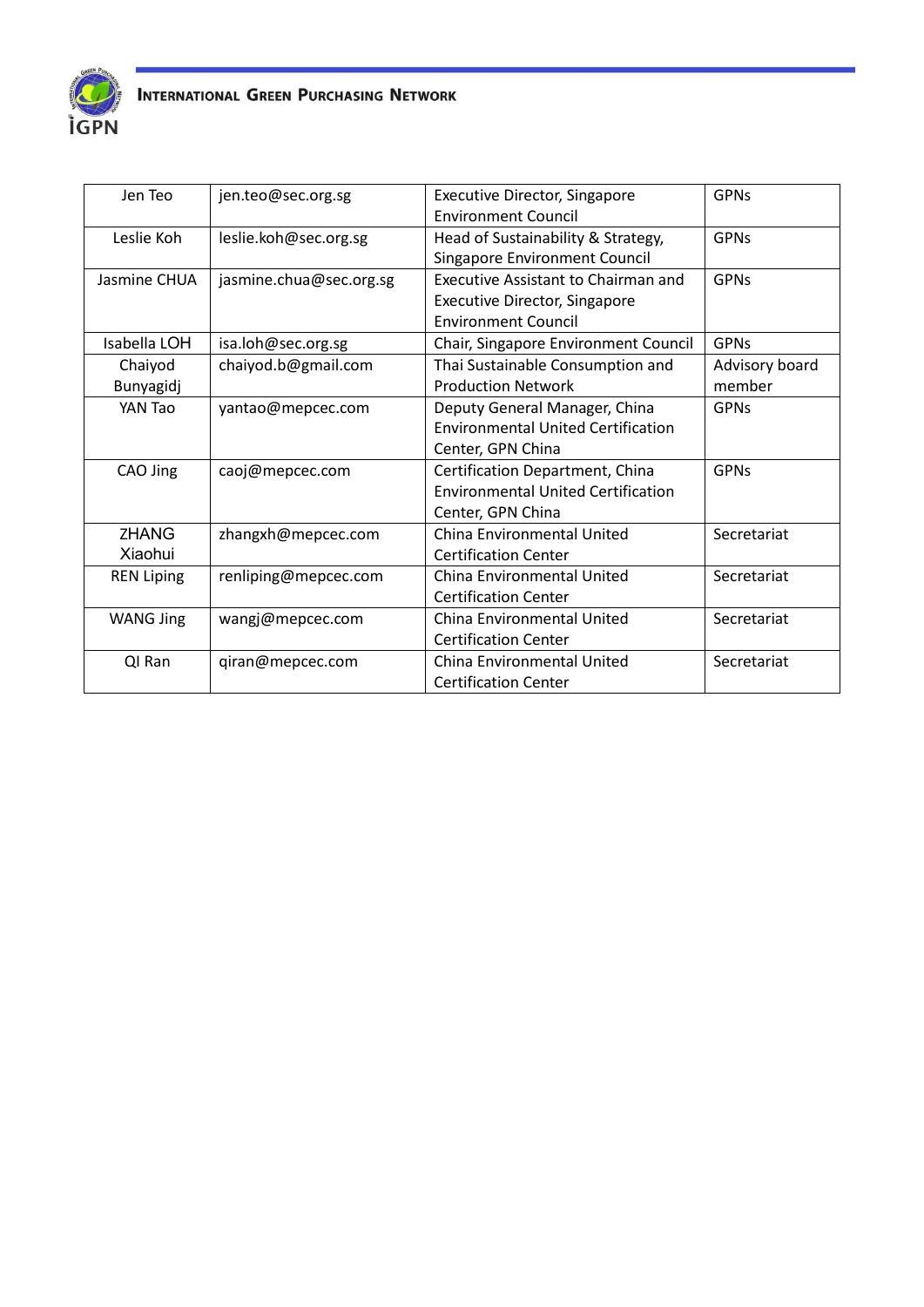| Jen Teo | jen.teo@sec.org.sg | Executive Director, Singapore Environment Council | GPNs |
|---|---|---|---|
| Leslie Koh | leslie.koh@sec.org.sg | Head of Sustainability & Strategy, Singapore Environment Council | GPNs |
| Jasmine CHUA | jasmine.chua@sec.org.sg | Executive Assistant to Chairman and Executive Director, Singapore Environment Council | GPNs |
| Isabella LOH | isa.loh@sec.org.sg | Chair, Singapore Environment Council | GPNs |
| Chaiyod Bunyagidj | chaiyod.b@gmail.com | Thai Sustainable Consumption and Production Network | Advisory board member |
| YAN Tao | yantao@mepcec.com | Deputy General Manager, China Environmental United Certification Center, GPN China | GPNs |
| CAO Jing | caoj@mepcec.com | Certification Department, China Environmental United Certification Center, GPN China | GPNs |
| ZHANG Xiaohui | zhangxh@mepcec.com | China Environmental United Certification Center | Secretariat |
| REN Liping | renliping@mepcec.com | China Environmental United Certification Center | Secretariat |
| WANG Jing | wangj@mepcec.com | China Environmental United Certification Center | Secretariat |
| QI Ran | qiran@mepcec.com | China Environmental United Certification Center | Secretariat |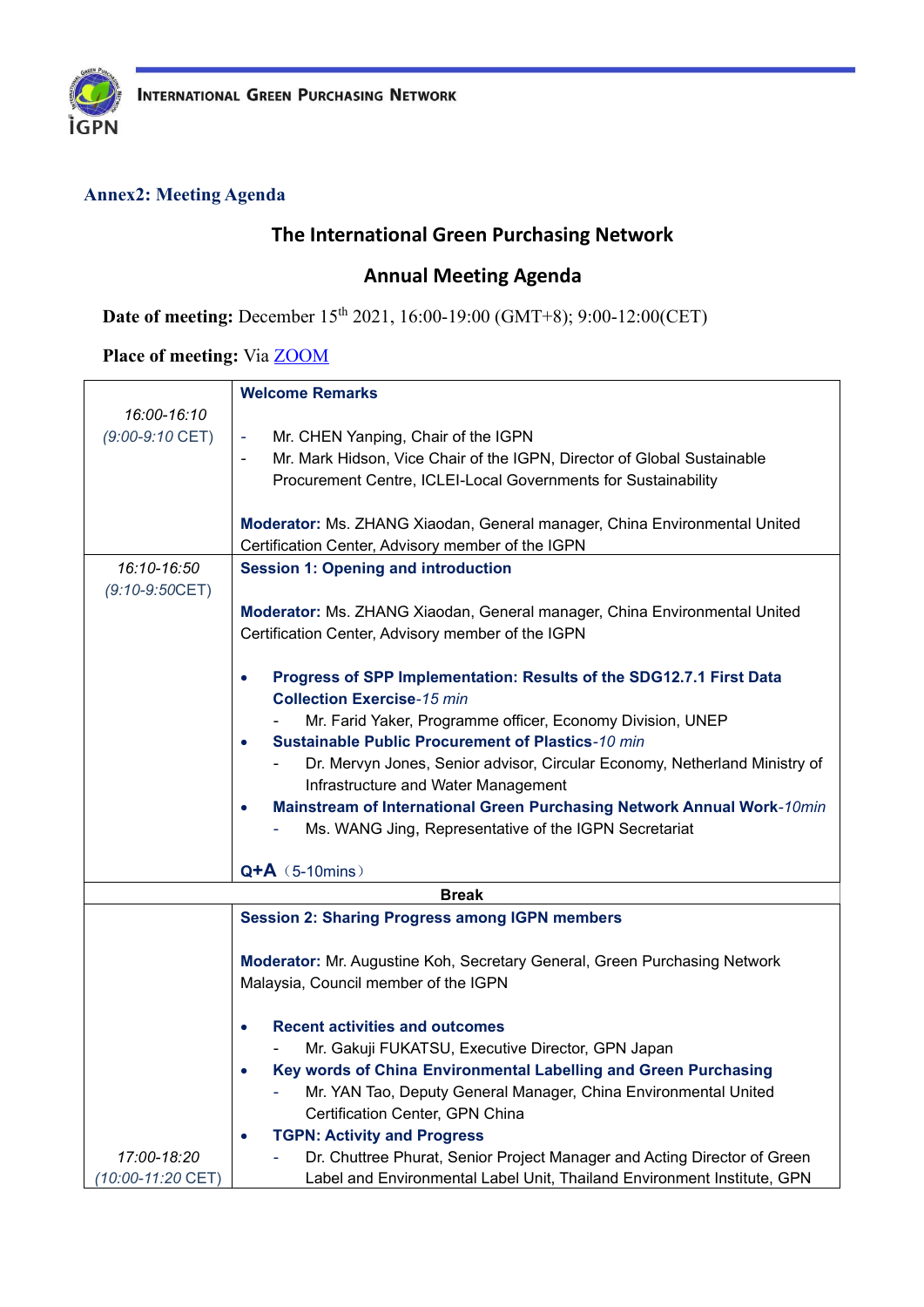## Annex2: Meeting Agenda

### The International Green Purchasing Network

### Annual Meeting Agenda

**Date of meeting:** December 15th 2021, 16:00-19:00 (GMT+8); 9:00-12:00(CET)

**Place of meeting:** Via ZOOM

| | |
|---|---|
| *16:00-16:10* *(9:00-9:10* CET) | **Welcome Remarks**<br><br>- Mr. CHEN Yanping, Chair of the IGPN<br>- Mr. Mark Hidson, Vice Chair of the IGPN, Director of Global Sustainable Procurement Centre, ICLEI-Local Governments for Sustainability<br><br>**Moderator:** Ms. ZHANG Xiaodan, General manager, China Environmental United Certification Center, Advisory member of the IGPN |
| *16:10-16:50* *(9:10-9:50*CET) | **Session 1: Opening and introduction**<br><br>**Moderator:** Ms. ZHANG Xiaodan, General manager, China Environmental United Certification Center, Advisory member of the IGPN<br><br>• **Progress of SPP Implementation: Results of the SDG12.7.1 First Data Collection Exercise**-*15 min*<br>  - Mr. Farid Yaker, Programme officer, Economy Division, UNEP<br>• **Sustainable Public Procurement of Plastics**-*10 min*<br>  - Dr. Mervyn Jones, Senior advisor, Circular Economy, Netherland Ministry of Infrastructure and Water Management<br>• **Mainstream of International Green Purchasing Network Annual Work**-*10min*<br>  - Ms. WANG Jing, Representative of the IGPN Secretariat<br><br>**Q+A**（5-10mins） |
| **Break** | |
| *17:00-18:20* *(10:00-11:20* CET) | **Session 2: Sharing Progress among IGPN members**<br><br>**Moderator:** Mr. Augustine Koh, Secretary General, Green Purchasing Network Malaysia, Council member of the IGPN<br><br>• **Recent activities and outcomes**<br>  - Mr. Gakuji FUKATSU, Executive Director, GPN Japan<br>• **Key words of China Environmental Labelling and Green Purchasing**<br>  - Mr. YAN Tao, Deputy General Manager, China Environmental United Certification Center, GPN China<br>• **TGPN: Activity and Progress**<br>  - Dr. Chuttree Phurat, Senior Project Manager and Acting Director of Green Label and Environmental Label Unit, Thailand Environment Institute, GPN |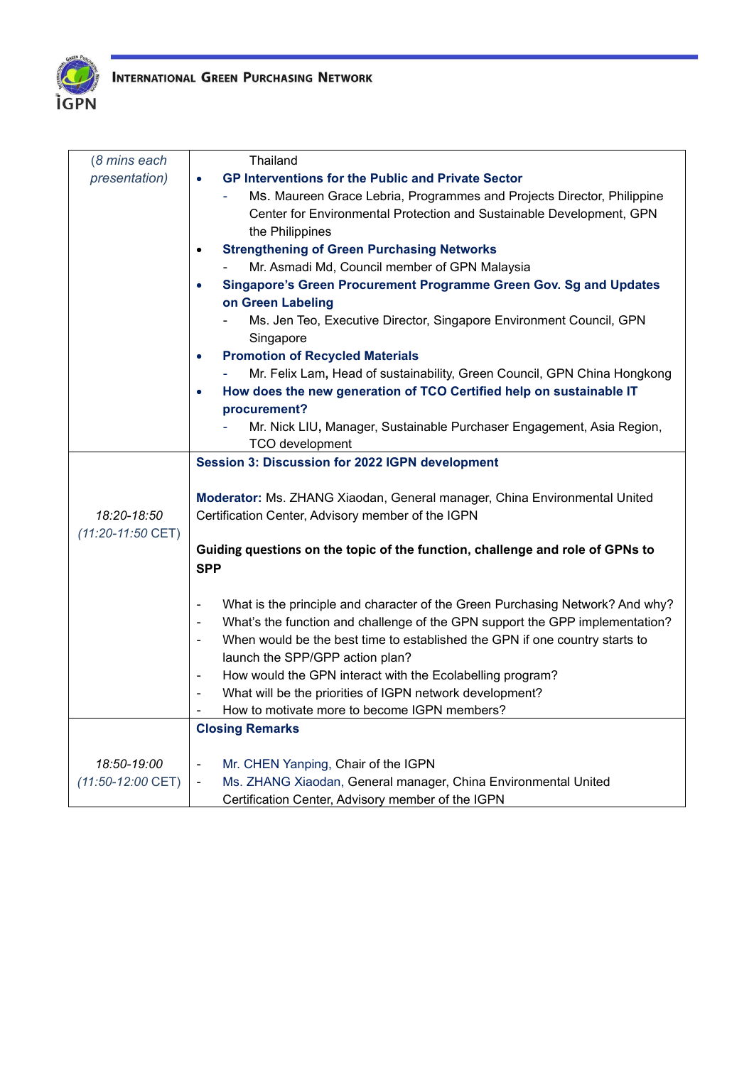| | |
|---|---|
| *(8 mins each presentation)* | Thailand<br>• **GP Interventions for the Public and Private Sector**<br>- Ms. Maureen Grace Lebria, Programmes and Projects Director, Philippine Center for Environmental Protection and Sustainable Development, GPN the Philippines<br>• **Strengthening of Green Purchasing Networks**<br>- Mr. Asmadi Md, Council member of GPN Malaysia<br>• **Singapore's Green Procurement Programme Green Gov. Sg and Updates on Green Labeling**<br>- Ms. Jen Teo, Executive Director, Singapore Environment Council, GPN Singapore<br>• **Promotion of Recycled Materials**<br>- Mr. Felix Lam**,** Head of sustainability, Green Council, GPN China Hongkong<br>• **How does the new generation of TCO Certified help on sustainable IT procurement?**<br>- Mr. Nick LIU**,** Manager, Sustainable Purchaser Engagement, Asia Region, TCO development |
| *18:20-18:50 (11:20-11:50 CET)* | **Session 3: Discussion for 2022 IGPN development**<br><br>**Moderator:** Ms. ZHANG Xiaodan, General manager, China Environmental United Certification Center, Advisory member of the IGPN<br><br>**Guiding questions on the topic of the function, challenge and role of GPNs to SPP**<br><br>- What is the principle and character of the Green Purchasing Network? And why?<br>- What's the function and challenge of the GPN support the GPP implementation?<br>- When would be the best time to established the GPN if one country starts to launch the SPP/GPP action plan?<br>- How would the GPN interact with the Ecolabelling program?<br>- What will be the priorities of IGPN network development?<br>- How to motivate more to become IGPN members? |
| *18:50-19:00 (11:50-12:00 CET)* | **Closing Remarks**<br><br>- Mr. CHEN Yanping, Chair of the IGPN<br>- Ms. ZHANG Xiaodan, General manager, China Environmental United Certification Center, Advisory member of the IGPN |